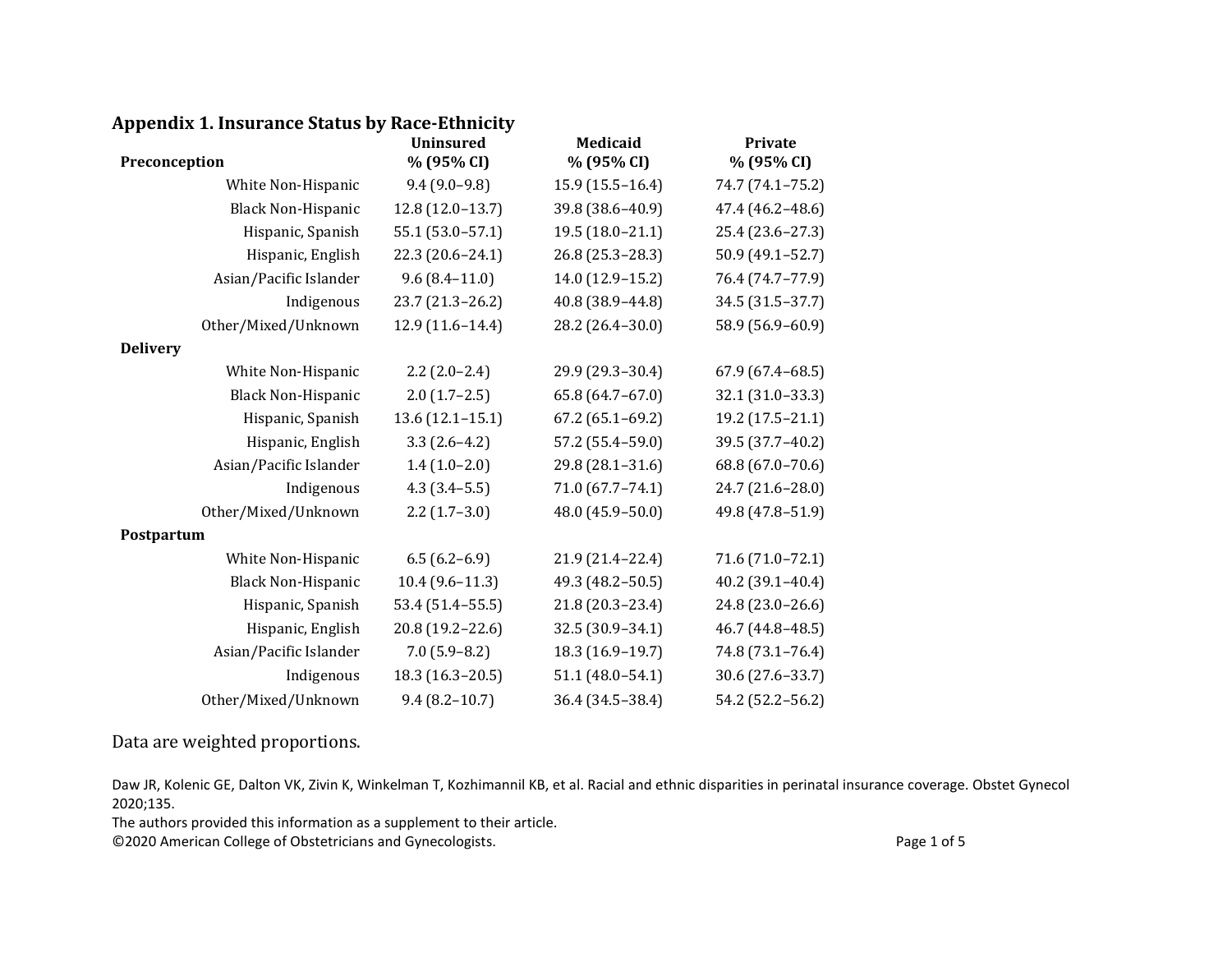## Appendix 1. Insurance Status by Race-Ethnicity

| Preconception | Uninsured % (95% CI) | Medicaid % (95% CI) | Private % (95% CI) |
|---|---|---|---|
| White Non-Hispanic | 9.4 (9.0–9.8) | 15.9 (15.5–16.4) | 74.7 (74.1–75.2) |
| Black Non-Hispanic | 12.8 (12.0–13.7) | 39.8 (38.6–40.9) | 47.4 (46.2–48.6) |
| Hispanic, Spanish | 55.1 (53.0–57.1) | 19.5 (18.0–21.1) | 25.4 (23.6–27.3) |
| Hispanic, English | 22.3 (20.6–24.1) | 26.8 (25.3–28.3) | 50.9 (49.1–52.7) |
| Asian/Pacific Islander | 9.6 (8.4–11.0) | 14.0 (12.9–15.2) | 76.4 (74.7–77.9) |
| Indigenous | 23.7 (21.3–26.2) | 40.8 (38.9–44.8) | 34.5 (31.5–37.7) |
| Other/Mixed/Unknown | 12.9 (11.6–14.4) | 28.2 (26.4–30.0) | 58.9 (56.9–60.9) |
| **Delivery** | | | |
| White Non-Hispanic | 2.2 (2.0–2.4) | 29.9 (29.3–30.4) | 67.9 (67.4–68.5) |
| Black Non-Hispanic | 2.0 (1.7–2.5) | 65.8 (64.7–67.0) | 32.1 (31.0–33.3) |
| Hispanic, Spanish | 13.6 (12.1–15.1) | 67.2 (65.1–69.2) | 19.2 (17.5–21.1) |
| Hispanic, English | 3.3 (2.6–4.2) | 57.2 (55.4–59.0) | 39.5 (37.7–40.2) |
| Asian/Pacific Islander | 1.4 (1.0–2.0) | 29.8 (28.1–31.6) | 68.8 (67.0–70.6) |
| Indigenous | 4.3 (3.4–5.5) | 71.0 (67.7–74.1) | 24.7 (21.6–28.0) |
| Other/Mixed/Unknown | 2.2 (1.7–3.0) | 48.0 (45.9–50.0) | 49.8 (47.8–51.9) |
| **Postpartum** | | | |
| White Non-Hispanic | 6.5 (6.2–6.9) | 21.9 (21.4–22.4) | 71.6 (71.0–72.1) |
| Black Non-Hispanic | 10.4 (9.6–11.3) | 49.3 (48.2–50.5) | 40.2 (39.1–40.4) |
| Hispanic, Spanish | 53.4 (51.4–55.5) | 21.8 (20.3–23.4) | 24.8 (23.0–26.6) |
| Hispanic, English | 20.8 (19.2–22.6) | 32.5 (30.9–34.1) | 46.7 (44.8–48.5) |
| Asian/Pacific Islander | 7.0 (5.9–8.2) | 18.3 (16.9–19.7) | 74.8 (73.1–76.4) |
| Indigenous | 18.3 (16.3–20.5) | 51.1 (48.0–54.1) | 30.6 (27.6–33.7) |
| Other/Mixed/Unknown | 9.4 (8.2–10.7) | 36.4 (34.5–38.4) | 54.2 (52.2–56.2) |

Data are weighted proportions.

Daw JR, Kolenic GE, Dalton VK, Zivin K, Winkelman T, Kozhimannil KB, et al. Racial and ethnic disparities in perinatal insurance coverage. Obstet Gynecol 2020;135.

The authors provided this information as a supplement to their article.

©2020 American College of Obstetricians and Gynecologists.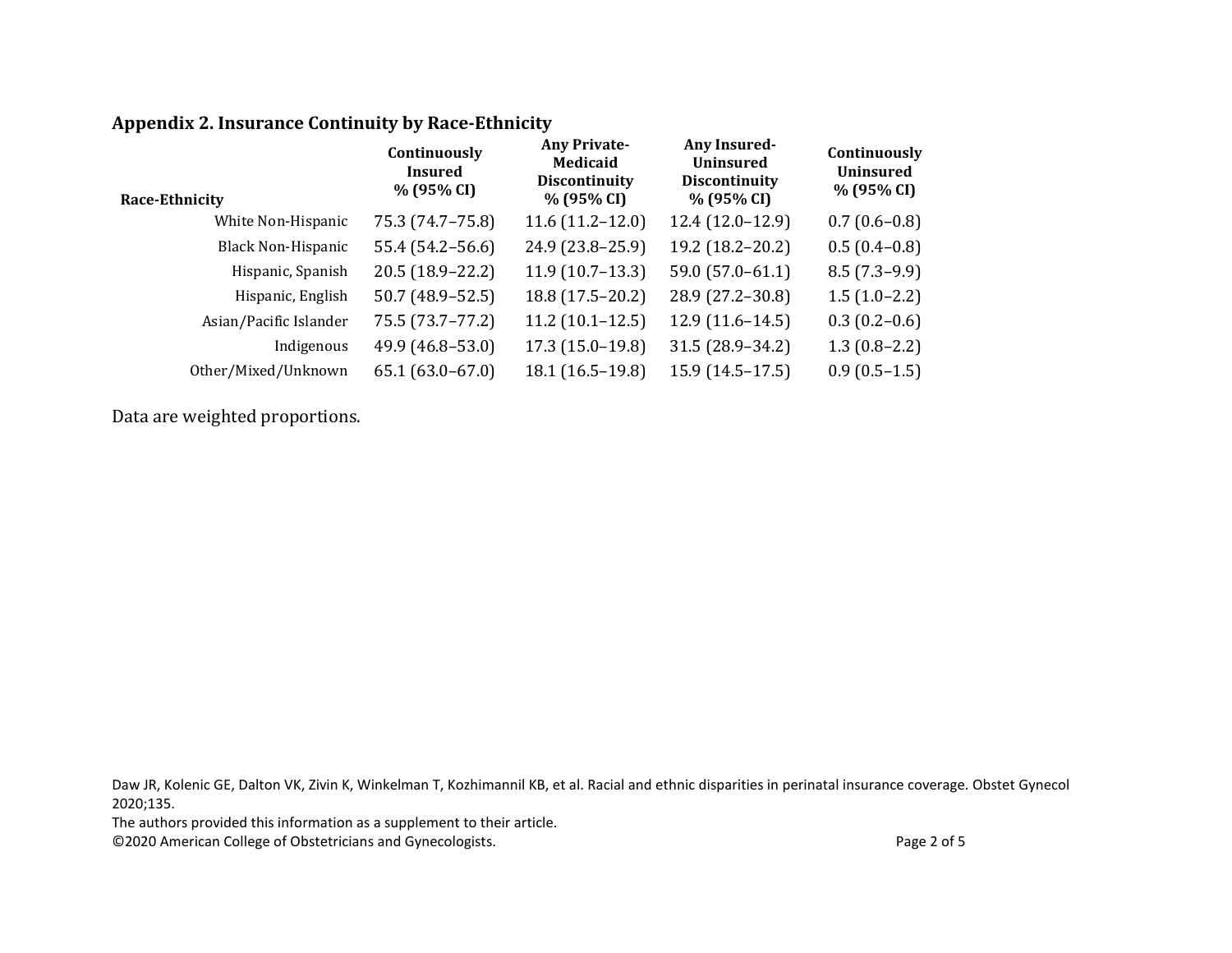## Appendix 2. Insurance Continuity by Race-Ethnicity

| Race-Ethnicity | Continuously Insured % (95% CI) | Any Private-Medicaid Discontinuity % (95% CI) | Any Insured-Uninsured Discontinuity % (95% CI) | Continuously Uninsured % (95% CI) |
|---|---|---|---|---|
| White Non-Hispanic | 75.3 (74.7–75.8) | 11.6 (11.2–12.0) | 12.4 (12.0–12.9) | 0.7 (0.6–0.8) |
| Black Non-Hispanic | 55.4 (54.2–56.6) | 24.9 (23.8–25.9) | 19.2 (18.2–20.2) | 0.5 (0.4–0.8) |
| Hispanic, Spanish | 20.5 (18.9–22.2) | 11.9 (10.7–13.3) | 59.0 (57.0–61.1) | 8.5 (7.3–9.9) |
| Hispanic, English | 50.7 (48.9–52.5) | 18.8 (17.5–20.2) | 28.9 (27.2–30.8) | 1.5 (1.0–2.2) |
| Asian/Pacific Islander | 75.5 (73.7–77.2) | 11.2 (10.1–12.5) | 12.9 (11.6–14.5) | 0.3 (0.2–0.6) |
| Indigenous | 49.9 (46.8–53.0) | 17.3 (15.0–19.8) | 31.5 (28.9–34.2) | 1.3 (0.8–2.2) |
| Other/Mixed/Unknown | 65.1 (63.0–67.0) | 18.1 (16.5–19.8) | 15.9 (14.5–17.5) | 0.9 (0.5–1.5) |

Data are weighted proportions.

Daw JR, Kolenic GE, Dalton VK, Zivin K, Winkelman T, Kozhimannil KB, et al. Racial and ethnic disparities in perinatal insurance coverage. Obstet Gynecol 2020;135.

The authors provided this information as a supplement to their article.

©2020 American College of Obstetricians and Gynecologists.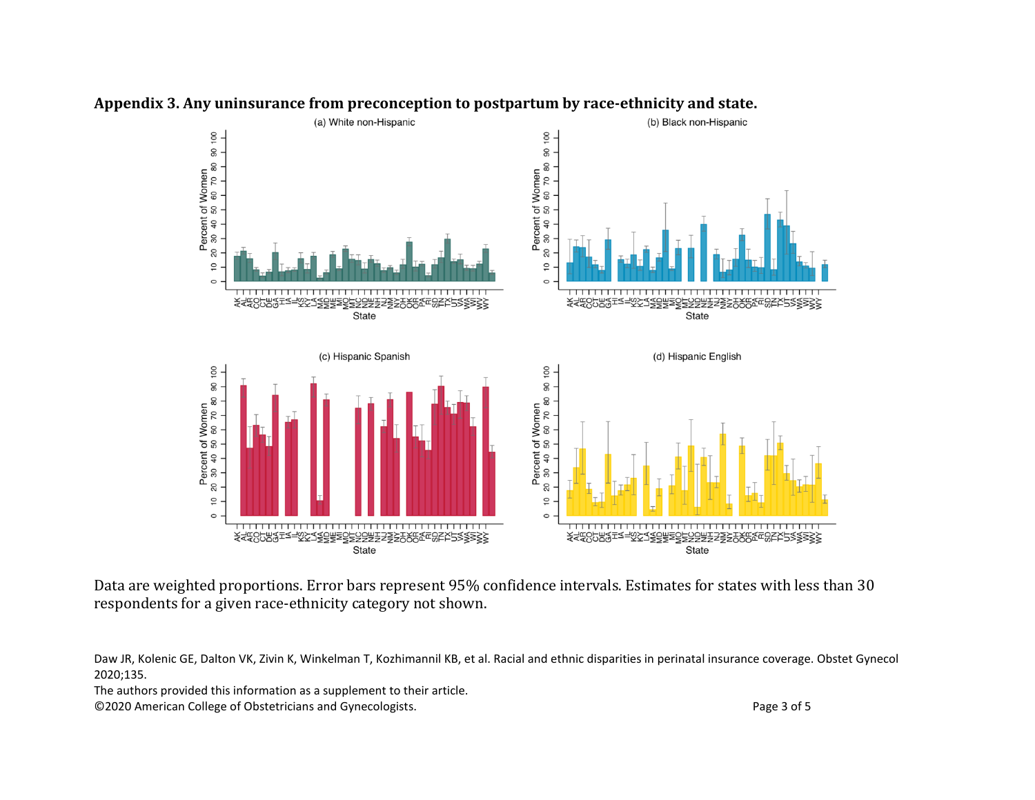**Appendix 3. Any uninsurance from preconception to postpartum by race-ethnicity and state.**

Data are weighted proportions. Error bars represent 95% confidence intervals. Estimates for states with less than 30 respondents for a given race-ethnicity category not shown.

Daw JR, Kolenic GE, Dalton VK, Zivin K, Winkelman T, Kozhimannil KB, et al. Racial and ethnic disparities in perinatal insurance coverage. Obstet Gynecol 2020;135.

The authors provided this information as a supplement to their article.

©2020 American College of Obstetricians and Gynecologists.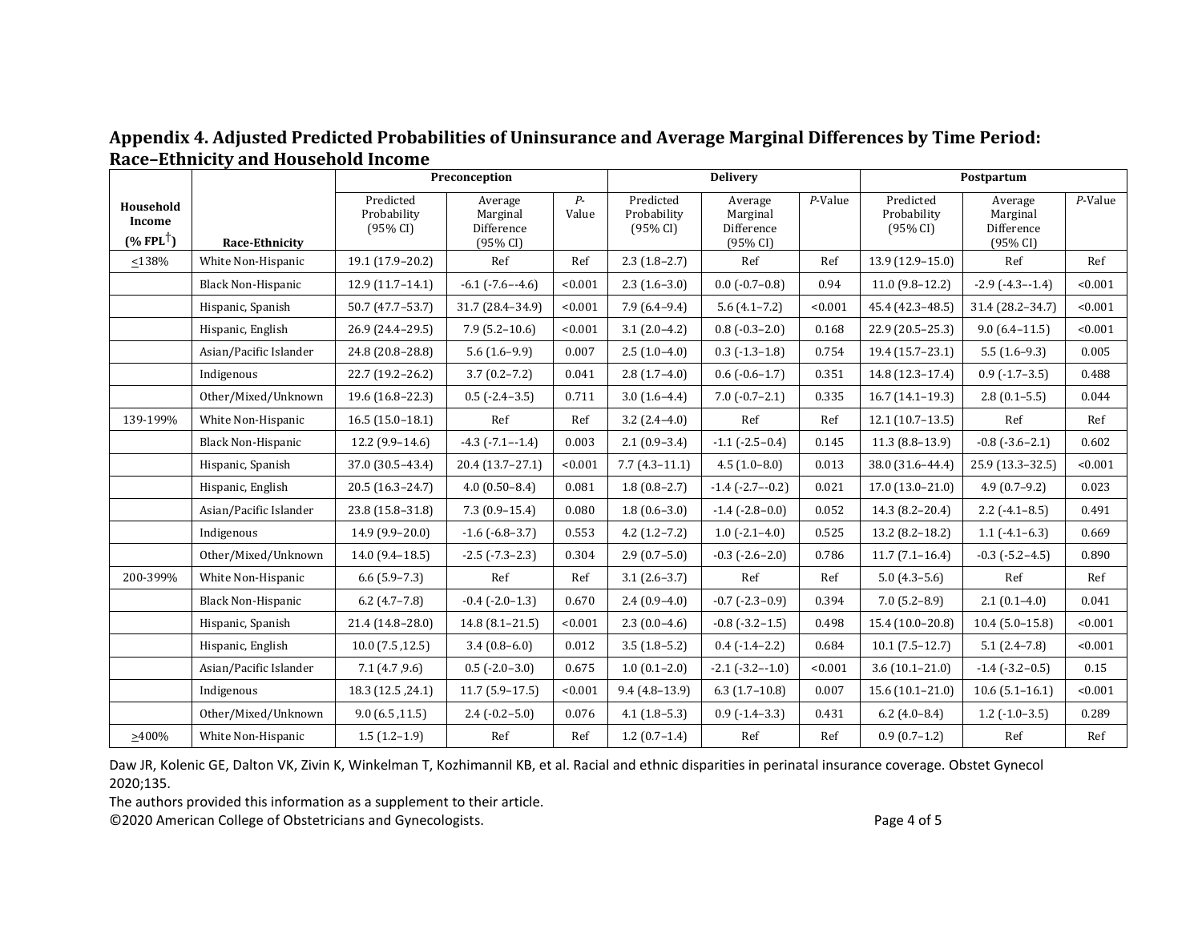## Appendix 4. Adjusted Predicted Probabilities of Uninsurance and Average Marginal Differences by Time Period: Race–Ethnicity and Household Income

| Household Income (% FPL[†]) | Race-Ethnicity | Preconception | | | Delivery | | | Postpartum | | |
|---|---|---|---|---|---|---|---|---|---|---|
| | | Predicted Probability (95% CI) | Average Marginal Difference (95% CI) | *P*-Value | Predicted Probability (95% CI) | Average Marginal Difference (95% CI) | *P*-Value | Predicted Probability (95% CI) | Average Marginal Difference (95% CI) | *P*-Value |
| ≤138% | White Non-Hispanic | 19.1 (17.9–20.2) | Ref | Ref | 2.3 (1.8–2.7) | Ref | Ref | 13.9 (12.9–15.0) | Ref | Ref |
| | Black Non-Hispanic | 12.9 (11.7–14.1) | -6.1 (-7.6–-4.6) | <0.001 | 2.3 (1.6–3.0) | 0.0 (-0.7–0.8) | 0.94 | 11.0 (9.8–12.2) | -2.9 (-4.3–-1.4) | <0.001 |
| | Hispanic, Spanish | 50.7 (47.7–53.7) | 31.7 (28.4–34.9) | <0.001 | 7.9 (6.4–9.4) | 5.6 (4.1–7.2) | <0.001 | 45.4 (42.3–48.5) | 31.4 (28.2–34.7) | <0.001 |
| | Hispanic, English | 26.9 (24.4–29.5) | 7.9 (5.2–10.6) | <0.001 | 3.1 (2.0–4.2) | 0.8 (-0.3–2.0) | 0.168 | 22.9 (20.5–25.3) | 9.0 (6.4–11.5) | <0.001 |
| | Asian/Pacific Islander | 24.8 (20.8–28.8) | 5.6 (1.6–9.9) | 0.007 | 2.5 (1.0–4.0) | 0.3 (-1.3–1.8) | 0.754 | 19.4 (15.7–23.1) | 5.5 (1.6–9.3) | 0.005 |
| | Indigenous | 22.7 (19.2–26.2) | 3.7 (0.2–7.2) | 0.041 | 2.8 (1.7–4.0) | 0.6 (-0.6–1.7) | 0.351 | 14.8 (12.3–17.4) | 0.9 (-1.7–3.5) | 0.488 |
| | Other/Mixed/Unknown | 19.6 (16.8–22.3) | 0.5 (-2.4–3.5) | 0.711 | 3.0 (1.6–4.4) | 7.0 (-0.7–2.1) | 0.335 | 16.7 (14.1–19.3) | 2.8 (0.1–5.5) | 0.044 |
| 139-199% | White Non-Hispanic | 16.5 (15.0–18.1) | Ref | Ref | 3.2 (2.4–4.0) | Ref | Ref | 12.1 (10.7–13.5) | Ref | Ref |
| | Black Non-Hispanic | 12.2 (9.9–14.6) | -4.3 (-7.1–-1.4) | 0.003 | 2.1 (0.9–3.4) | -1.1 (-2.5–0.4) | 0.145 | 11.3 (8.8–13.9) | -0.8 (-3.6–2.1) | 0.602 |
| | Hispanic, Spanish | 37.0 (30.5–43.4) | 20.4 (13.7–27.1) | <0.001 | 7.7 (4.3–11.1) | 4.5 (1.0–8.0) | 0.013 | 38.0 (31.6–44.4) | 25.9 (13.3–32.5) | <0.001 |
| | Hispanic, English | 20.5 (16.3–24.7) | 4.0 (0.50–8.4) | 0.081 | 1.8 (0.8–2.7) | -1.4 (-2.7–-0.2) | 0.021 | 17.0 (13.0–21.0) | 4.9 (0.7–9.2) | 0.023 |
| | Asian/Pacific Islander | 23.8 (15.8–31.8) | 7.3 (0.9–15.4) | 0.080 | 1.8 (0.6–3.0) | -1.4 (-2.8–0.0) | 0.052 | 14.3 (8.2–20.4) | 2.2 (-4.1–8.5) | 0.491 |
| | Indigenous | 14.9 (9.9–20.0) | -1.6 (-6.8–3.7) | 0.553 | 4.2 (1.2–7.2) | 1.0 (-2.1–4.0) | 0.525 | 13.2 (8.2–18.2) | 1.1 (-4.1–6.3) | 0.669 |
| | Other/Mixed/Unknown | 14.0 (9.4–18.5) | -2.5 (-7.3–2.3) | 0.304 | 2.9 (0.7–5.0) | -0.3 (-2.6–2.0) | 0.786 | 11.7 (7.1–16.4) | -0.3 (-5.2–4.5) | 0.890 |
| 200-399% | White Non-Hispanic | 6.6 (5.9–7.3) | Ref | Ref | 3.1 (2.6–3.7) | Ref | Ref | 5.0 (4.3–5.6) | Ref | Ref |
| | Black Non-Hispanic | 6.2 (4.7–7.8) | -0.4 (-2.0–1.3) | 0.670 | 2.4 (0.9–4.0) | -0.7 (-2.3–0.9) | 0.394 | 7.0 (5.2–8.9) | 2.1 (0.1–4.0) | 0.041 |
| | Hispanic, Spanish | 21.4 (14.8–28.0) | 14.8 (8.1–21.5) | <0.001 | 2.3 (0.0–4.6) | -0.8 (-3.2–1.5) | 0.498 | 15.4 (10.0–20.8) | 10.4 (5.0–15.8) | <0.001 |
| | Hispanic, English | 10.0 (7.5 ,12.5) | 3.4 (0.8–6.0) | 0.012 | 3.5 (1.8–5.2) | 0.4 (-1.4–2.2) | 0.684 | 10.1 (7.5–12.7) | 5.1 (2.4–7.8) | <0.001 |
| | Asian/Pacific Islander | 7.1 (4.7 ,9.6) | 0.5 (-2.0–3.0) | 0.675 | 1.0 (0.1–2.0) | -2.1 (-3.2–-1.0) | <0.001 | 3.6 (10.1–21.0) | -1.4 (-3.2–0.5) | 0.15 |
| | Indigenous | 18.3 (12.5 ,24.1) | 11.7 (5.9–17.5) | <0.001 | 9.4 (4.8–13.9) | 6.3 (1.7–10.8) | 0.007 | 15.6 (10.1–21.0) | 10.6 (5.1–16.1) | <0.001 |
| | Other/Mixed/Unknown | 9.0 (6.5 ,11.5) | 2.4 (-0.2–5.0) | 0.076 | 4.1 (1.8–5.3) | 0.9 (-1.4–3.3) | 0.431 | 6.2 (4.0–8.4) | 1.2 (-1.0–3.5) | 0.289 |
| ≥400% | White Non-Hispanic | 1.5 (1.2–1.9) | Ref | Ref | 1.2 (0.7–1.4) | Ref | Ref | 0.9 (0.7–1.2) | Ref | Ref |

Daw JR, Kolenic GE, Dalton VK, Zivin K, Winkelman T, Kozhimannil KB, et al. Racial and ethnic disparities in perinatal insurance coverage. Obstet Gynecol 2020;135.

The authors provided this information as a supplement to their article.

©2020 American College of Obstetricians and Gynecologists.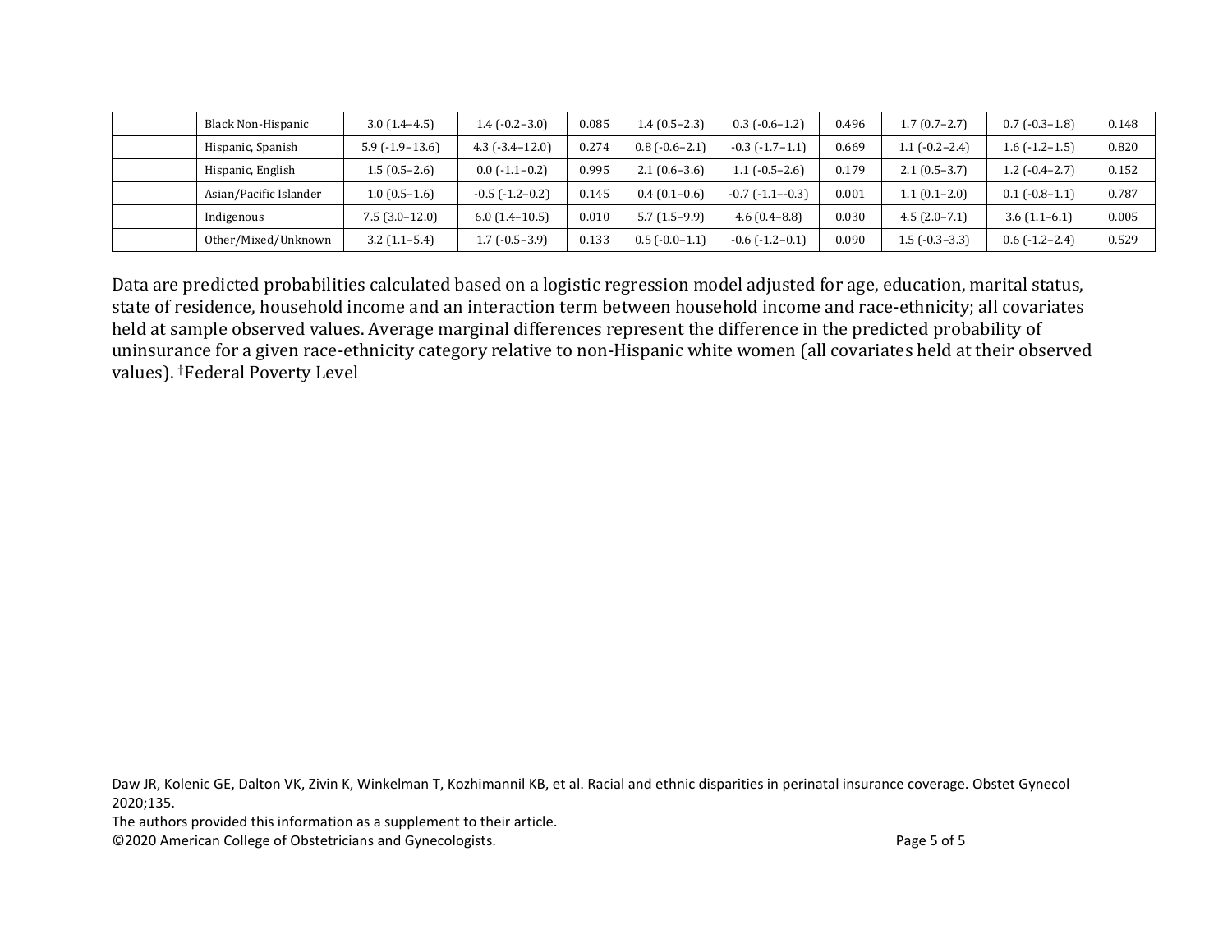| | | | | | | | | | | |
|---|---|---|---|---|---|---|---|---|---|---|
| | Black Non-Hispanic | 3.0 (1.4–4.5) | 1.4 (-0.2–3.0) | 0.085 | 1.4 (0.5–2.3) | 0.3 (-0.6–1.2) | 0.496 | 1.7 (0.7–2.7) | 0.7 (-0.3–1.8) | 0.148 |
| | Hispanic, Spanish | 5.9 (-1.9–13.6) | 4.3 (-3.4–12.0) | 0.274 | 0.8 (-0.6–2.1) | -0.3 (-1.7–1.1) | 0.669 | 1.1 (-0.2–2.4) | 1.6 (-1.2–1.5) | 0.820 |
| | Hispanic, English | 1.5 (0.5–2.6) | 0.0 (-1.1–0.2) | 0.995 | 2.1 (0.6–3.6) | 1.1 (-0.5–2.6) | 0.179 | 2.1 (0.5–3.7) | 1.2 (-0.4–2.7) | 0.152 |
| | Asian/Pacific Islander | 1.0 (0.5–1.6) | -0.5 (-1.2–0.2) | 0.145 | 0.4 (0.1–0.6) | -0.7 (-1.1–-0.3) | 0.001 | 1.1 (0.1–2.0) | 0.1 (-0.8–1.1) | 0.787 |
| | Indigenous | 7.5 (3.0–12.0) | 6.0 (1.4–10.5) | 0.010 | 5.7 (1.5–9.9) | 4.6 (0.4–8.8) | 0.030 | 4.5 (2.0–7.1) | 3.6 (1.1–6.1) | 0.005 |
| | Other/Mixed/Unknown | 3.2 (1.1–5.4) | 1.7 (-0.5–3.9) | 0.133 | 0.5 (-0.0–1.1) | -0.6 (-1.2–0.1) | 0.090 | 1.5 (-0.3–3.3) | 0.6 (-1.2–2.4) | 0.529 |

Data are predicted probabilities calculated based on a logistic regression model adjusted for age, education, marital status, state of residence, household income and an interaction term between household income and race-ethnicity; all covariates held at sample observed values. Average marginal differences represent the difference in the predicted probability of uninsurance for a given race-ethnicity category relative to non-Hispanic white women (all covariates held at their observed values). †Federal Poverty Level

Daw JR, Kolenic GE, Dalton VK, Zivin K, Winkelman T, Kozhimannil KB, et al. Racial and ethnic disparities in perinatal insurance coverage. Obstet Gynecol 2020;135.

The authors provided this information as a supplement to their article.

©2020 American College of Obstetricians and Gynecologists.